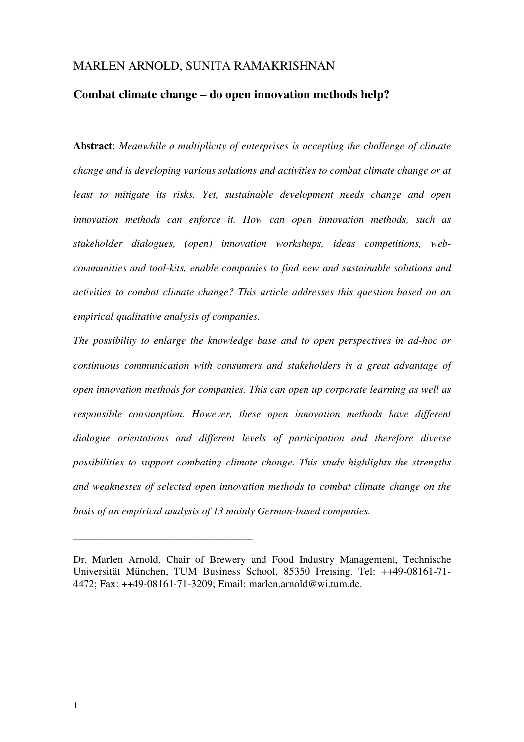MARLEN ARNOLD, SUNITA RAMAKRISHNAN

# Combat climate change – do open innovation methods help?

**Abstract**: *Meanwhile a multiplicity of enterprises is accepting the challenge of climate change and is developing various solutions and activities to combat climate change or at least to mitigate its risks. Yet, sustainable development needs change and open innovation methods can enforce it. How can open innovation methods, such as stakeholder dialogues, (open) innovation workshops, ideas competitions, web-communities and tool-kits, enable companies to find new and sustainable solutions and activities to combat climate change? This article addresses this question based on an empirical qualitative analysis of companies.*

*The possibility to enlarge the knowledge base and to open perspectives in ad-hoc or continuous communication with consumers and stakeholders is a great advantage of open innovation methods for companies. This can open up corporate learning as well as responsible consumption. However, these open innovation methods have different dialogue orientations and different levels of participation and therefore diverse possibilities to support combating climate change. This study highlights the strengths and weaknesses of selected open innovation methods to combat climate change on the basis of an empirical analysis of 13 mainly German-based companies.*

---

Dr. Marlen Arnold, Chair of Brewery and Food Industry Management, Technische Universität München, TUM Business School, 85350 Freising. Tel: ++49-08161-71-4472; Fax: ++49-08161-71-3209; Email: marlen.arnold@wi.tum.de.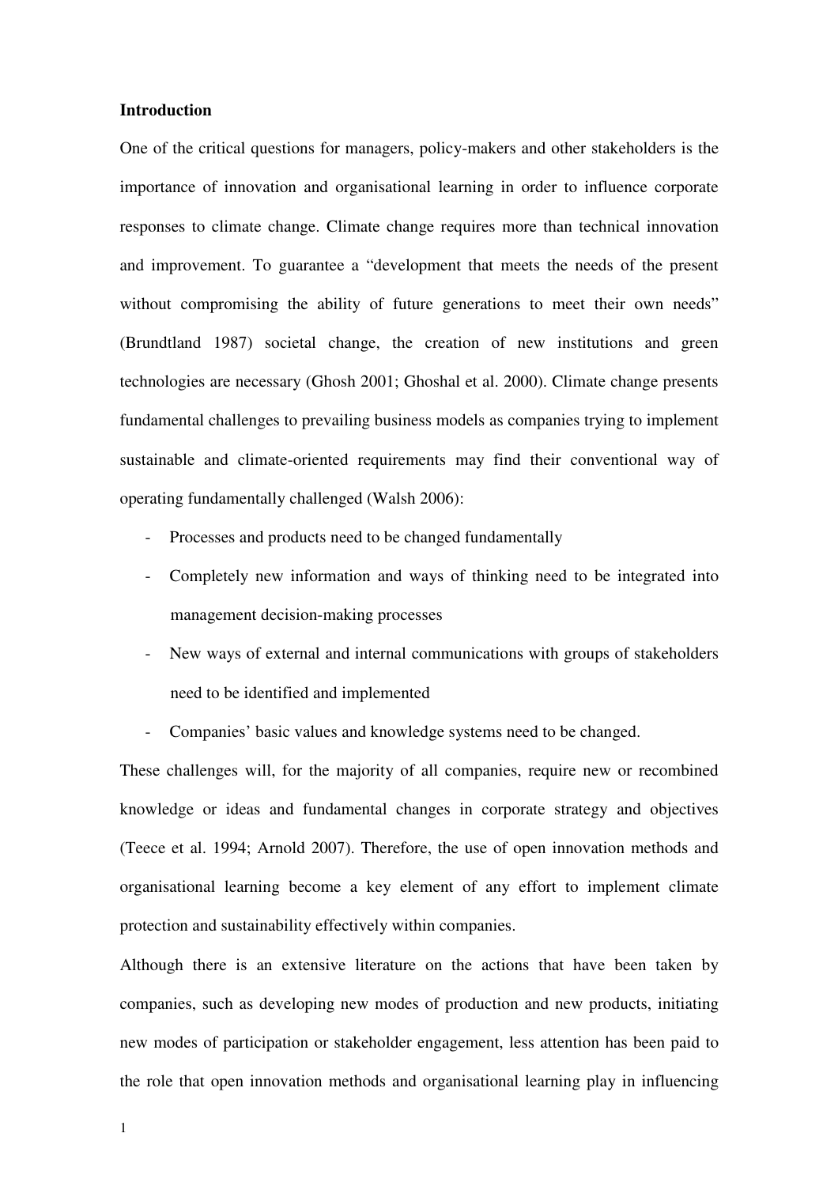**Introduction**

One of the critical questions for managers, policy-makers and other stakeholders is the importance of innovation and organisational learning in order to influence corporate responses to climate change. Climate change requires more than technical innovation and improvement. To guarantee a "development that meets the needs of the present without compromising the ability of future generations to meet their own needs" (Brundtland 1987) societal change, the creation of new institutions and green technologies are necessary (Ghosh 2001; Ghoshal et al. 2000). Climate change presents fundamental challenges to prevailing business models as companies trying to implement sustainable and climate-oriented requirements may find their conventional way of operating fundamentally challenged (Walsh 2006):

- Processes and products need to be changed fundamentally
- Completely new information and ways of thinking need to be integrated into management decision-making processes
- New ways of external and internal communications with groups of stakeholders need to be identified and implemented
- Companies' basic values and knowledge systems need to be changed.

These challenges will, for the majority of all companies, require new or recombined knowledge or ideas and fundamental changes in corporate strategy and objectives (Teece et al. 1994; Arnold 2007). Therefore, the use of open innovation methods and organisational learning become a key element of any effort to implement climate protection and sustainability effectively within companies.

Although there is an extensive literature on the actions that have been taken by companies, such as developing new modes of production and new products, initiating new modes of participation or stakeholder engagement, less attention has been paid to the role that open innovation methods and organisational learning play in influencing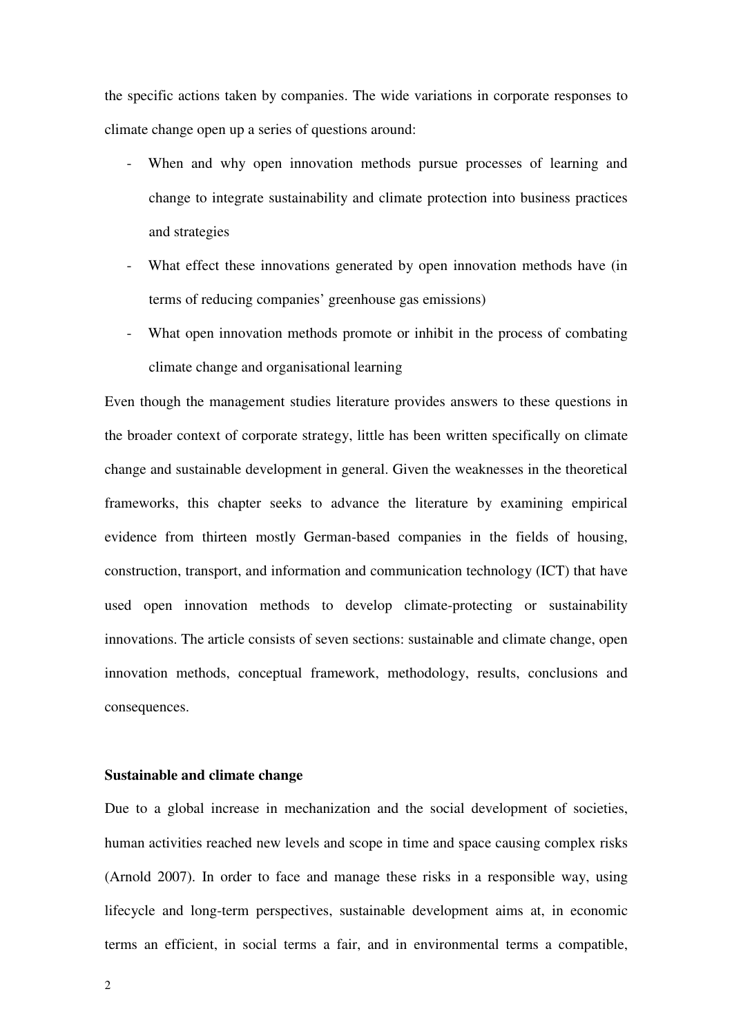the specific actions taken by companies. The wide variations in corporate responses to climate change open up a series of questions around:

- When and why open innovation methods pursue processes of learning and change to integrate sustainability and climate protection into business practices and strategies
- What effect these innovations generated by open innovation methods have (in terms of reducing companies' greenhouse gas emissions)
- What open innovation methods promote or inhibit in the process of combating climate change and organisational learning

Even though the management studies literature provides answers to these questions in the broader context of corporate strategy, little has been written specifically on climate change and sustainable development in general. Given the weaknesses in the theoretical frameworks, this chapter seeks to advance the literature by examining empirical evidence from thirteen mostly German-based companies in the fields of housing, construction, transport, and information and communication technology (ICT) that have used open innovation methods to develop climate-protecting or sustainability innovations. The article consists of seven sections: sustainable and climate change, open innovation methods, conceptual framework, methodology, results, conclusions and consequences.

**Sustainable and climate change**

Due to a global increase in mechanization and the social development of societies, human activities reached new levels and scope in time and space causing complex risks (Arnold 2007). In order to face and manage these risks in a responsible way, using lifecycle and long-term perspectives, sustainable development aims at, in economic terms an efficient, in social terms a fair, and in environmental terms a compatible,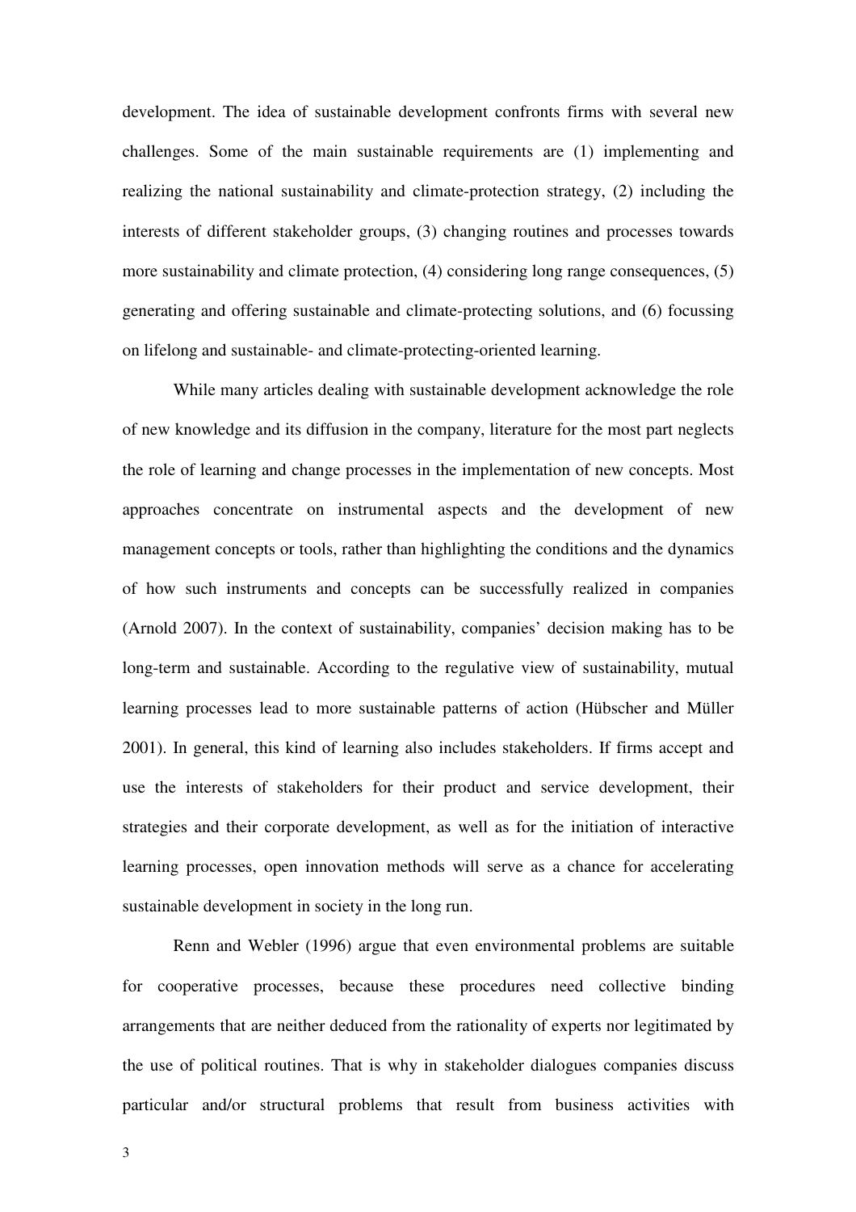development. The idea of sustainable development confronts firms with several new challenges. Some of the main sustainable requirements are (1) implementing and realizing the national sustainability and climate-protection strategy, (2) including the interests of different stakeholder groups, (3) changing routines and processes towards more sustainability and climate protection, (4) considering long range consequences, (5) generating and offering sustainable and climate-protecting solutions, and (6) focussing on lifelong and sustainable- and climate-protecting-oriented learning.

While many articles dealing with sustainable development acknowledge the role of new knowledge and its diffusion in the company, literature for the most part neglects the role of learning and change processes in the implementation of new concepts. Most approaches concentrate on instrumental aspects and the development of new management concepts or tools, rather than highlighting the conditions and the dynamics of how such instruments and concepts can be successfully realized in companies (Arnold 2007). In the context of sustainability, companies' decision making has to be long-term and sustainable. According to the regulative view of sustainability, mutual learning processes lead to more sustainable patterns of action (Hübscher and Müller 2001). In general, this kind of learning also includes stakeholders. If firms accept and use the interests of stakeholders for their product and service development, their strategies and their corporate development, as well as for the initiation of interactive learning processes, open innovation methods will serve as a chance for accelerating sustainable development in society in the long run.

Renn and Webler (1996) argue that even environmental problems are suitable for cooperative processes, because these procedures need collective binding arrangements that are neither deduced from the rationality of experts nor legitimated by the use of political routines. That is why in stakeholder dialogues companies discuss particular and/or structural problems that result from business activities with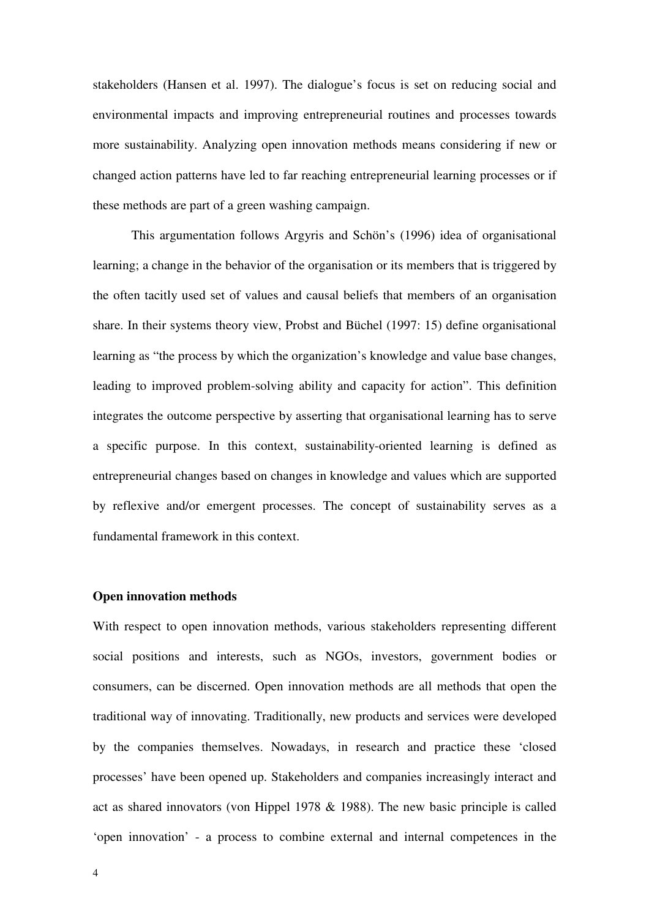stakeholders (Hansen et al. 1997). The dialogue's focus is set on reducing social and environmental impacts and improving entrepreneurial routines and processes towards more sustainability. Analyzing open innovation methods means considering if new or changed action patterns have led to far reaching entrepreneurial learning processes or if these methods are part of a green washing campaign.

This argumentation follows Argyris and Schön's (1996) idea of organisational learning; a change in the behavior of the organisation or its members that is triggered by the often tacitly used set of values and causal beliefs that members of an organisation share. In their systems theory view, Probst and Büchel (1997: 15) define organisational learning as "the process by which the organization's knowledge and value base changes, leading to improved problem-solving ability and capacity for action". This definition integrates the outcome perspective by asserting that organisational learning has to serve a specific purpose. In this context, sustainability-oriented learning is defined as entrepreneurial changes based on changes in knowledge and values which are supported by reflexive and/or emergent processes. The concept of sustainability serves as a fundamental framework in this context.

**Open innovation methods**

With respect to open innovation methods, various stakeholders representing different social positions and interests, such as NGOs, investors, government bodies or consumers, can be discerned. Open innovation methods are all methods that open the traditional way of innovating. Traditionally, new products and services were developed by the companies themselves. Nowadays, in research and practice these 'closed processes' have been opened up. Stakeholders and companies increasingly interact and act as shared innovators (von Hippel 1978 & 1988). The new basic principle is called 'open innovation' - a process to combine external and internal competences in the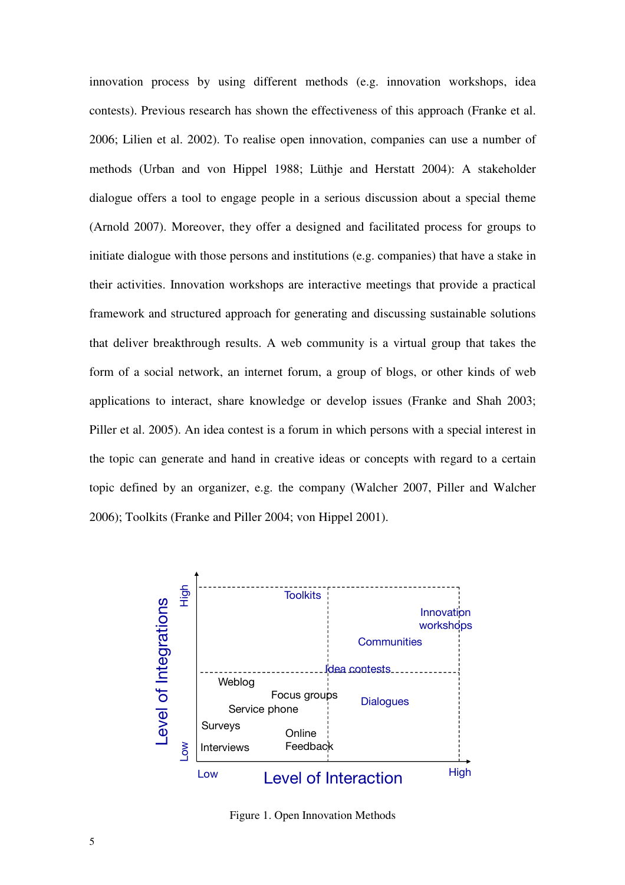innovation process by using different methods (e.g. innovation workshops, idea contests). Previous research has shown the effectiveness of this approach (Franke et al. 2006; Lilien et al. 2002). To realise open innovation, companies can use a number of methods (Urban and von Hippel 1988; Lüthje and Herstatt 2004): A stakeholder dialogue offers a tool to engage people in a serious discussion about a special theme (Arnold 2007). Moreover, they offer a designed and facilitated process for groups to initiate dialogue with those persons and institutions (e.g. companies) that have a stake in their activities. Innovation workshops are interactive meetings that provide a practical framework and structured approach for generating and discussing sustainable solutions that deliver breakthrough results. A web community is a virtual group that takes the form of a social network, an internet forum, a group of blogs, or other kinds of web applications to interact, share knowledge or develop issues (Franke and Shah 2003; Piller et al. 2005). An idea contest is a forum in which persons with a special interest in the topic can generate and hand in creative ideas or concepts with regard to a certain topic defined by an organizer, e.g. the company (Walcher 2007, Piller and Walcher 2006); Toolkits (Franke and Piller 2004; von Hippel 2001).

Figure 1. Open Innovation Methods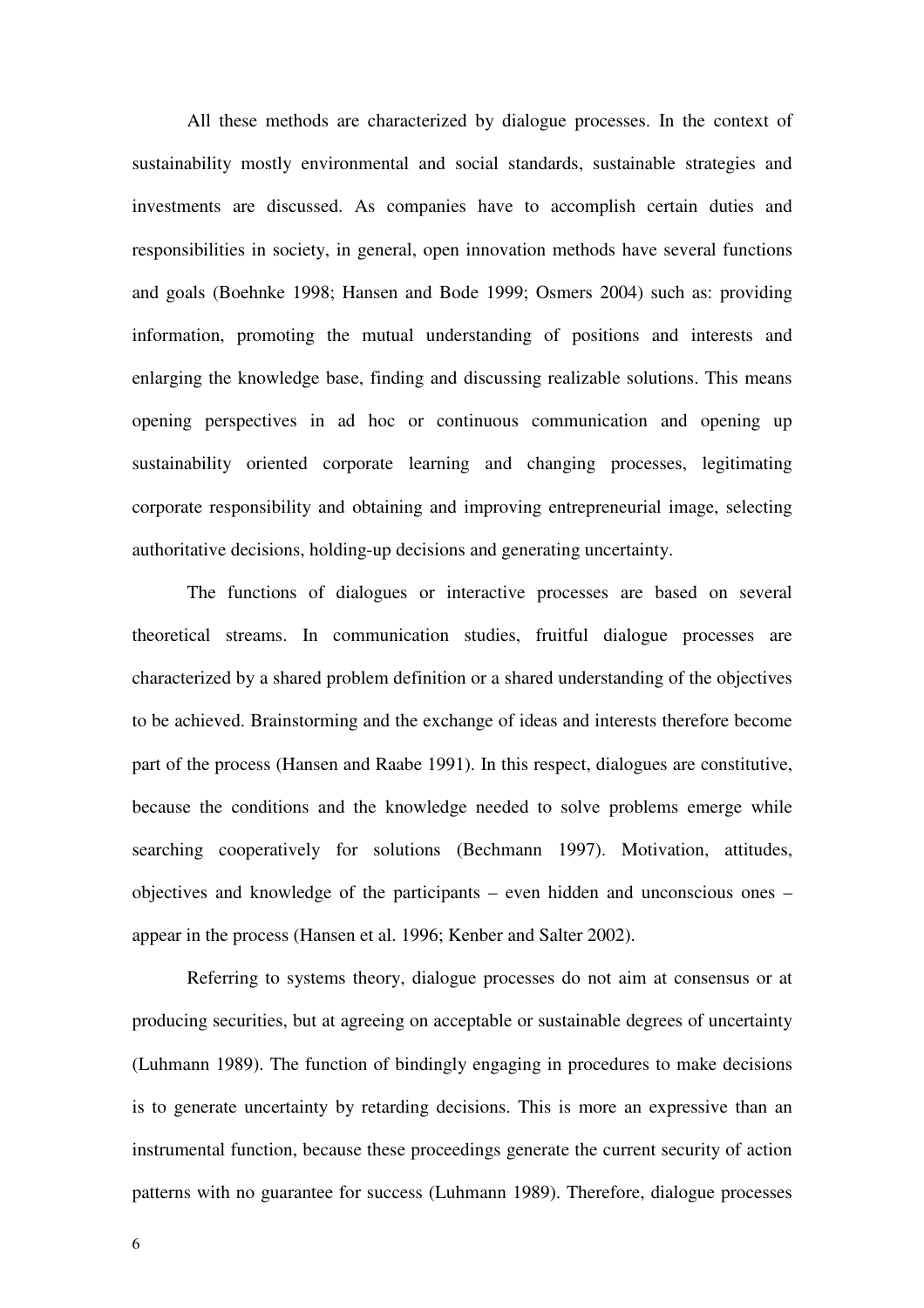All these methods are characterized by dialogue processes. In the context of sustainability mostly environmental and social standards, sustainable strategies and investments are discussed. As companies have to accomplish certain duties and responsibilities in society, in general, open innovation methods have several functions and goals (Boehnke 1998; Hansen and Bode 1999; Osmers 2004) such as: providing information, promoting the mutual understanding of positions and interests and enlarging the knowledge base, finding and discussing realizable solutions. This means opening perspectives in ad hoc or continuous communication and opening up sustainability oriented corporate learning and changing processes, legitimating corporate responsibility and obtaining and improving entrepreneurial image, selecting authoritative decisions, holding-up decisions and generating uncertainty.

The functions of dialogues or interactive processes are based on several theoretical streams. In communication studies, fruitful dialogue processes are characterized by a shared problem definition or a shared understanding of the objectives to be achieved. Brainstorming and the exchange of ideas and interests therefore become part of the process (Hansen and Raabe 1991). In this respect, dialogues are constitutive, because the conditions and the knowledge needed to solve problems emerge while searching cooperatively for solutions (Bechmann 1997). Motivation, attitudes, objectives and knowledge of the participants – even hidden and unconscious ones – appear in the process (Hansen et al. 1996; Kenber and Salter 2002).

Referring to systems theory, dialogue processes do not aim at consensus or at producing securities, but at agreeing on acceptable or sustainable degrees of uncertainty (Luhmann 1989). The function of bindingly engaging in procedures to make decisions is to generate uncertainty by retarding decisions. This is more an expressive than an instrumental function, because these proceedings generate the current security of action patterns with no guarantee for success (Luhmann 1989). Therefore, dialogue processes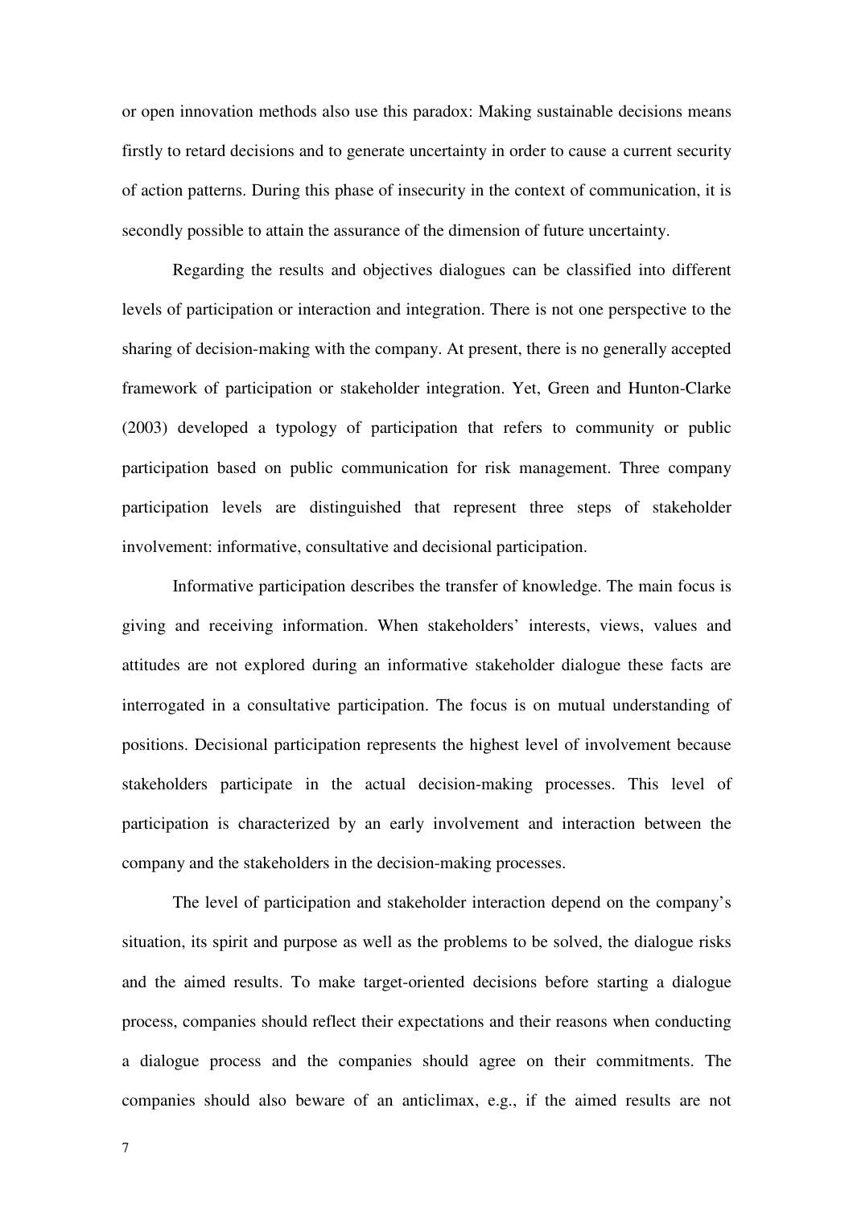or open innovation methods also use this paradox: Making sustainable decisions means firstly to retard decisions and to generate uncertainty in order to cause a current security of action patterns. During this phase of insecurity in the context of communication, it is secondly possible to attain the assurance of the dimension of future uncertainty.

Regarding the results and objectives dialogues can be classified into different levels of participation or interaction and integration. There is not one perspective to the sharing of decision-making with the company. At present, there is no generally accepted framework of participation or stakeholder integration. Yet, Green and Hunton-Clarke (2003) developed a typology of participation that refers to community or public participation based on public communication for risk management. Three company participation levels are distinguished that represent three steps of stakeholder involvement: informative, consultative and decisional participation.

Informative participation describes the transfer of knowledge. The main focus is giving and receiving information. When stakeholders' interests, views, values and attitudes are not explored during an informative stakeholder dialogue these facts are interrogated in a consultative participation. The focus is on mutual understanding of positions. Decisional participation represents the highest level of involvement because stakeholders participate in the actual decision-making processes. This level of participation is characterized by an early involvement and interaction between the company and the stakeholders in the decision-making processes.

The level of participation and stakeholder interaction depend on the company's situation, its spirit and purpose as well as the problems to be solved, the dialogue risks and the aimed results. To make target-oriented decisions before starting a dialogue process, companies should reflect their expectations and their reasons when conducting a dialogue process and the companies should agree on their commitments. The companies should also beware of an anticlimax, e.g., if the aimed results are not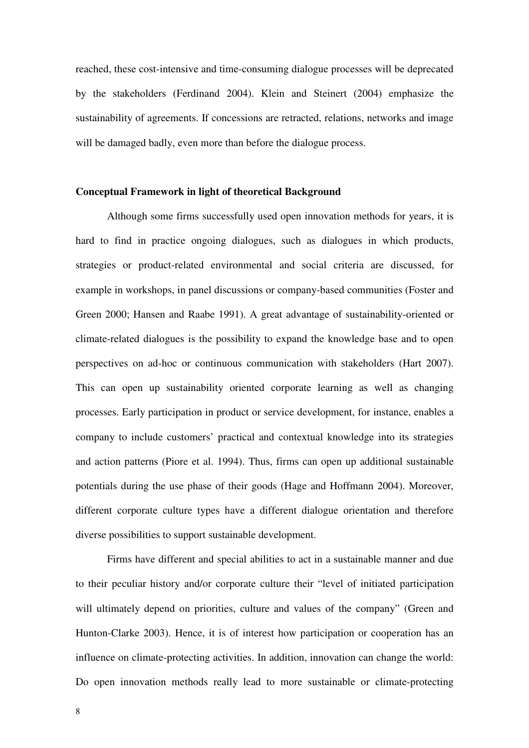reached, these cost-intensive and time-consuming dialogue processes will be deprecated by the stakeholders (Ferdinand 2004). Klein and Steinert (2004) emphasize the sustainability of agreements. If concessions are retracted, relations, networks and image will be damaged badly, even more than before the dialogue process.

## Conceptual Framework in light of theoretical Background

Although some firms successfully used open innovation methods for years, it is hard to find in practice ongoing dialogues, such as dialogues in which products, strategies or product-related environmental and social criteria are discussed, for example in workshops, in panel discussions or company-based communities (Foster and Green 2000; Hansen and Raabe 1991). A great advantage of sustainability-oriented or climate-related dialogues is the possibility to expand the knowledge base and to open perspectives on ad-hoc or continuous communication with stakeholders (Hart 2007). This can open up sustainability oriented corporate learning as well as changing processes. Early participation in product or service development, for instance, enables a company to include customers' practical and contextual knowledge into its strategies and action patterns (Piore et al. 1994). Thus, firms can open up additional sustainable potentials during the use phase of their goods (Hage and Hoffmann 2004). Moreover, different corporate culture types have a different dialogue orientation and therefore diverse possibilities to support sustainable development.

Firms have different and special abilities to act in a sustainable manner and due to their peculiar history and/or corporate culture their "level of initiated participation will ultimately depend on priorities, culture and values of the company" (Green and Hunton-Clarke 2003). Hence, it is of interest how participation or cooperation has an influence on climate-protecting activities. In addition, innovation can change the world: Do open innovation methods really lead to more sustainable or climate-protecting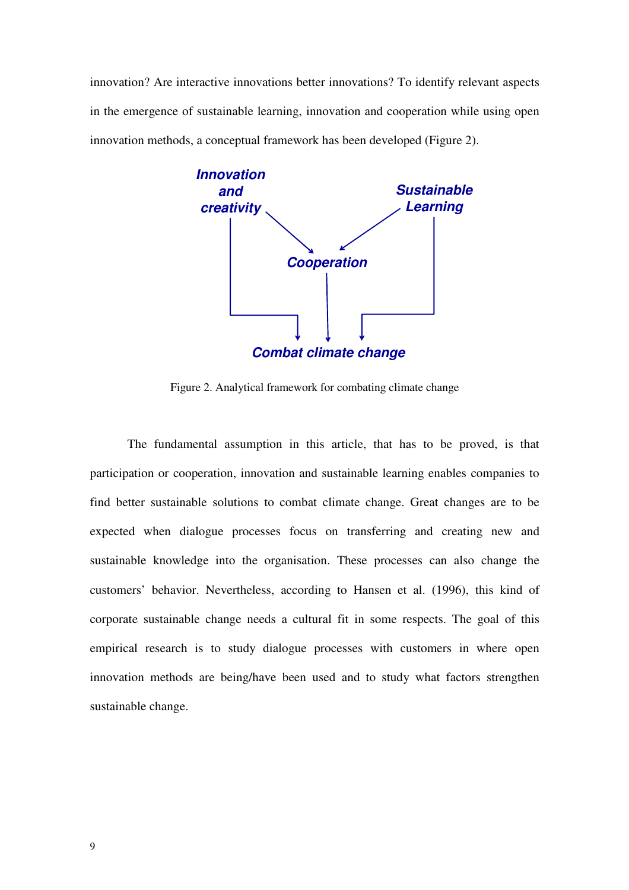innovation? Are interactive innovations better innovations? To identify relevant aspects in the emergence of sustainable learning, innovation and cooperation while using open innovation methods, a conceptual framework has been developed (Figure 2).

Figure 2. Analytical framework for combating climate change

The fundamental assumption in this article, that has to be proved, is that participation or cooperation, innovation and sustainable learning enables companies to find better sustainable solutions to combat climate change. Great changes are to be expected when dialogue processes focus on transferring and creating new and sustainable knowledge into the organisation. These processes can also change the customers' behavior. Nevertheless, according to Hansen et al. (1996), this kind of corporate sustainable change needs a cultural fit in some respects. The goal of this empirical research is to study dialogue processes with customers in where open innovation methods are being/have been used and to study what factors strengthen sustainable change.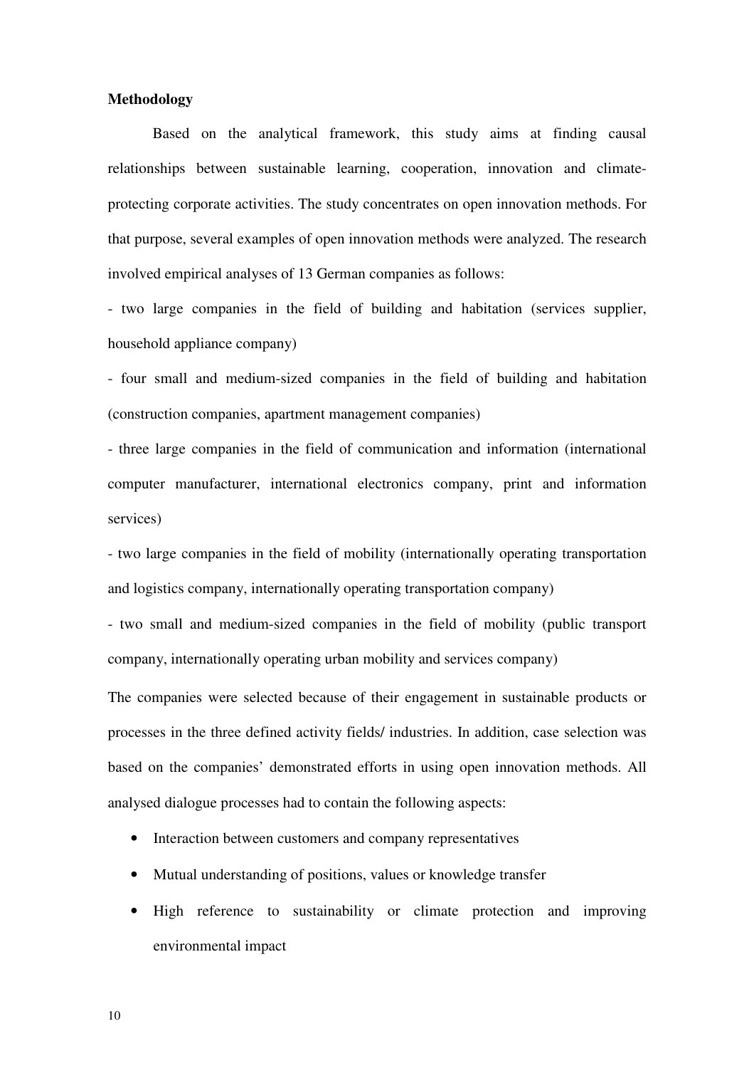**Methodology**

Based on the analytical framework, this study aims at finding causal relationships between sustainable learning, cooperation, innovation and climate-protecting corporate activities. The study concentrates on open innovation methods. For that purpose, several examples of open innovation methods were analyzed. The research involved empirical analyses of 13 German companies as follows:

- two large companies in the field of building and habitation (services supplier, household appliance company)
- four small and medium-sized companies in the field of building and habitation (construction companies, apartment management companies)
- three large companies in the field of communication and information (international computer manufacturer, international electronics company, print and information services)
- two large companies in the field of mobility (internationally operating transportation and logistics company, internationally operating transportation company)
- two small and medium-sized companies in the field of mobility (public transport company, internationally operating urban mobility and services company)

The companies were selected because of their engagement in sustainable products or processes in the three defined activity fields/ industries. In addition, case selection was based on the companies' demonstrated efforts in using open innovation methods. All analysed dialogue processes had to contain the following aspects:

- Interaction between customers and company representatives
- Mutual understanding of positions, values or knowledge transfer
- High reference to sustainability or climate protection and improving environmental impact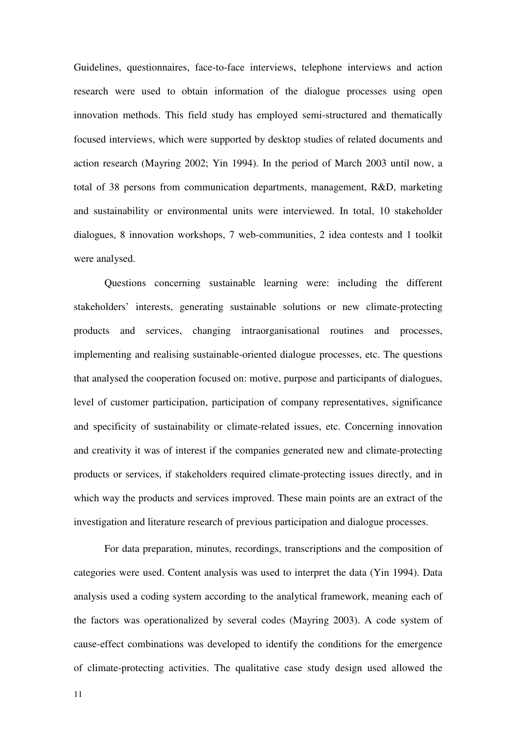Guidelines, questionnaires, face-to-face interviews, telephone interviews and action research were used to obtain information of the dialogue processes using open innovation methods. This field study has employed semi-structured and thematically focused interviews, which were supported by desktop studies of related documents and action research (Mayring 2002; Yin 1994). In the period of March 2003 until now, a total of 38 persons from communication departments, management, R&D, marketing and sustainability or environmental units were interviewed. In total, 10 stakeholder dialogues, 8 innovation workshops, 7 web-communities, 2 idea contests and 1 toolkit were analysed.

Questions concerning sustainable learning were: including the different stakeholders' interests, generating sustainable solutions or new climate-protecting products and services, changing intraorganisational routines and processes, implementing and realising sustainable-oriented dialogue processes, etc. The questions that analysed the cooperation focused on: motive, purpose and participants of dialogues, level of customer participation, participation of company representatives, significance and specificity of sustainability or climate-related issues, etc. Concerning innovation and creativity it was of interest if the companies generated new and climate-protecting products or services, if stakeholders required climate-protecting issues directly, and in which way the products and services improved. These main points are an extract of the investigation and literature research of previous participation and dialogue processes.

For data preparation, minutes, recordings, transcriptions and the composition of categories were used. Content analysis was used to interpret the data (Yin 1994). Data analysis used a coding system according to the analytical framework, meaning each of the factors was operationalized by several codes (Mayring 2003). A code system of cause-effect combinations was developed to identify the conditions for the emergence of climate-protecting activities. The qualitative case study design used allowed the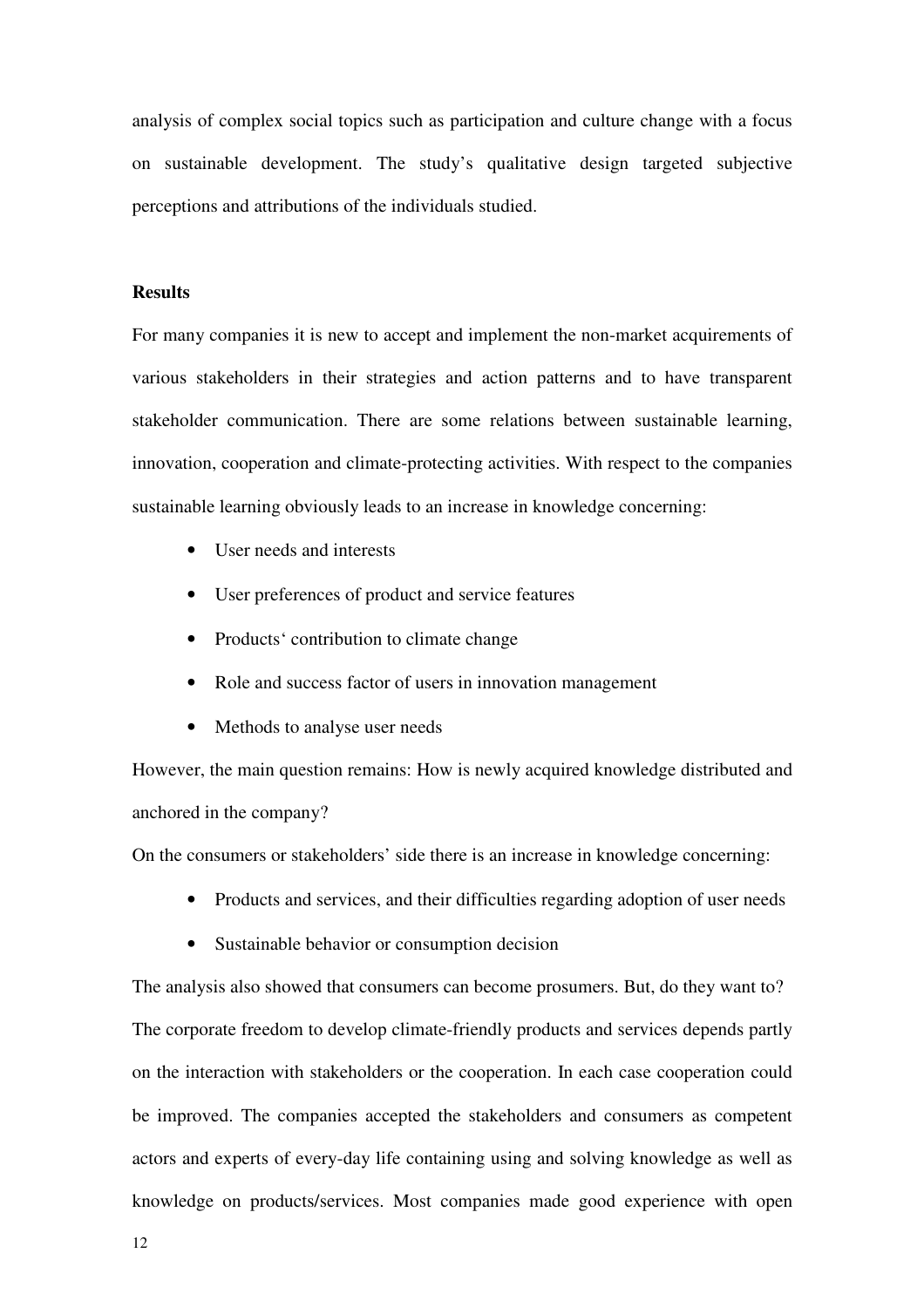analysis of complex social topics such as participation and culture change with a focus on sustainable development. The study's qualitative design targeted subjective perceptions and attributions of the individuals studied.

## Results

For many companies it is new to accept and implement the non-market acquirements of various stakeholders in their strategies and action patterns and to have transparent stakeholder communication. There are some relations between sustainable learning, innovation, cooperation and climate-protecting activities. With respect to the companies sustainable learning obviously leads to an increase in knowledge concerning:

- User needs and interests
- User preferences of product and service features
- Products' contribution to climate change
- Role and success factor of users in innovation management
- Methods to analyse user needs

However, the main question remains: How is newly acquired knowledge distributed and anchored in the company?

On the consumers or stakeholders' side there is an increase in knowledge concerning:

- Products and services, and their difficulties regarding adoption of user needs
- Sustainable behavior or consumption decision

The analysis also showed that consumers can become prosumers. But, do they want to? The corporate freedom to develop climate-friendly products and services depends partly on the interaction with stakeholders or the cooperation. In each case cooperation could be improved. The companies accepted the stakeholders and consumers as competent actors and experts of every-day life containing using and solving knowledge as well as knowledge on products/services. Most companies made good experience with open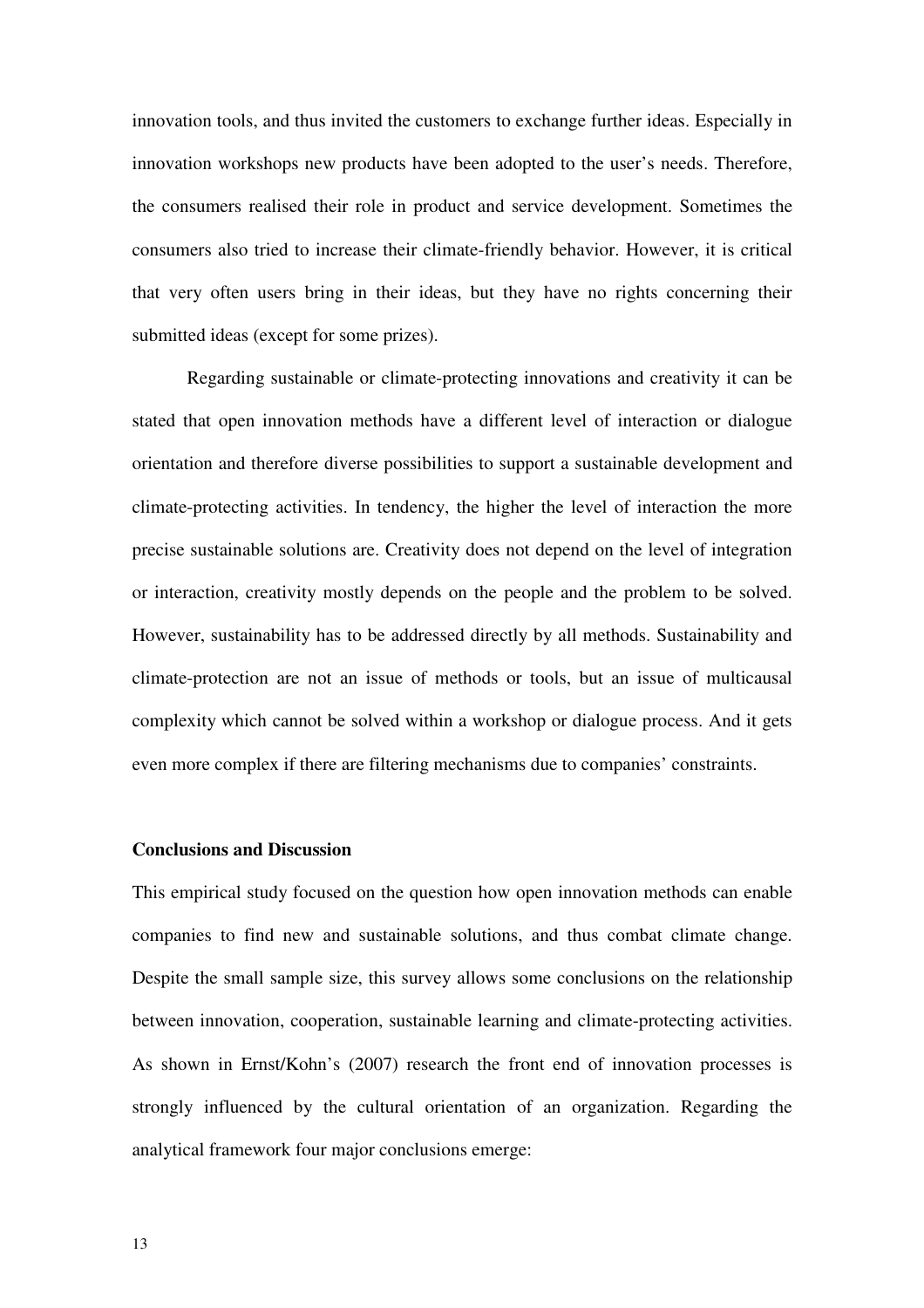innovation tools, and thus invited the customers to exchange further ideas. Especially in innovation workshops new products have been adopted to the user's needs. Therefore, the consumers realised their role in product and service development. Sometimes the consumers also tried to increase their climate-friendly behavior. However, it is critical that very often users bring in their ideas, but they have no rights concerning their submitted ideas (except for some prizes).

Regarding sustainable or climate-protecting innovations and creativity it can be stated that open innovation methods have a different level of interaction or dialogue orientation and therefore diverse possibilities to support a sustainable development and climate-protecting activities. In tendency, the higher the level of interaction the more precise sustainable solutions are. Creativity does not depend on the level of integration or interaction, creativity mostly depends on the people and the problem to be solved. However, sustainability has to be addressed directly by all methods. Sustainability and climate-protection are not an issue of methods or tools, but an issue of multicausal complexity which cannot be solved within a workshop or dialogue process. And it gets even more complex if there are filtering mechanisms due to companies' constraints.

**Conclusions and Discussion**

This empirical study focused on the question how open innovation methods can enable companies to find new and sustainable solutions, and thus combat climate change. Despite the small sample size, this survey allows some conclusions on the relationship between innovation, cooperation, sustainable learning and climate-protecting activities. As shown in Ernst/Kohn's (2007) research the front end of innovation processes is strongly influenced by the cultural orientation of an organization. Regarding the analytical framework four major conclusions emerge: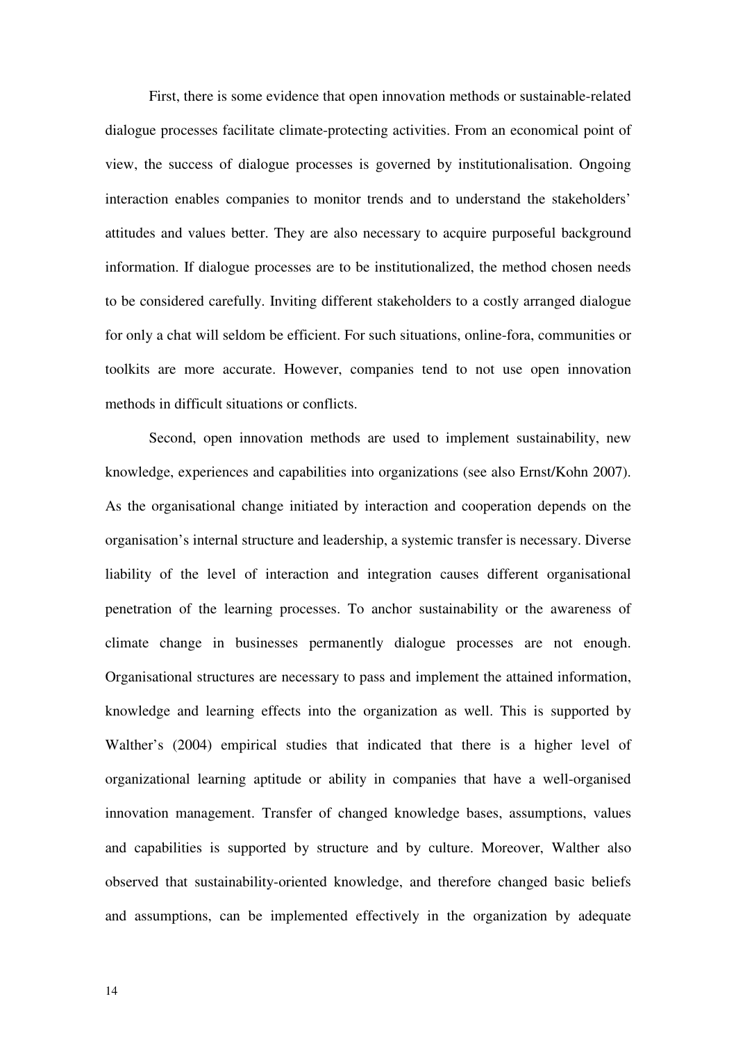First, there is some evidence that open innovation methods or sustainable-related dialogue processes facilitate climate-protecting activities. From an economical point of view, the success of dialogue processes is governed by institutionalisation. Ongoing interaction enables companies to monitor trends and to understand the stakeholders' attitudes and values better. They are also necessary to acquire purposeful background information. If dialogue processes are to be institutionalized, the method chosen needs to be considered carefully. Inviting different stakeholders to a costly arranged dialogue for only a chat will seldom be efficient. For such situations, online-fora, communities or toolkits are more accurate. However, companies tend to not use open innovation methods in difficult situations or conflicts.

Second, open innovation methods are used to implement sustainability, new knowledge, experiences and capabilities into organizations (see also Ernst/Kohn 2007). As the organisational change initiated by interaction and cooperation depends on the organisation's internal structure and leadership, a systemic transfer is necessary. Diverse liability of the level of interaction and integration causes different organisational penetration of the learning processes. To anchor sustainability or the awareness of climate change in businesses permanently dialogue processes are not enough. Organisational structures are necessary to pass and implement the attained information, knowledge and learning effects into the organization as well. This is supported by Walther's (2004) empirical studies that indicated that there is a higher level of organizational learning aptitude or ability in companies that have a well-organised innovation management. Transfer of changed knowledge bases, assumptions, values and capabilities is supported by structure and by culture. Moreover, Walther also observed that sustainability-oriented knowledge, and therefore changed basic beliefs and assumptions, can be implemented effectively in the organization by adequate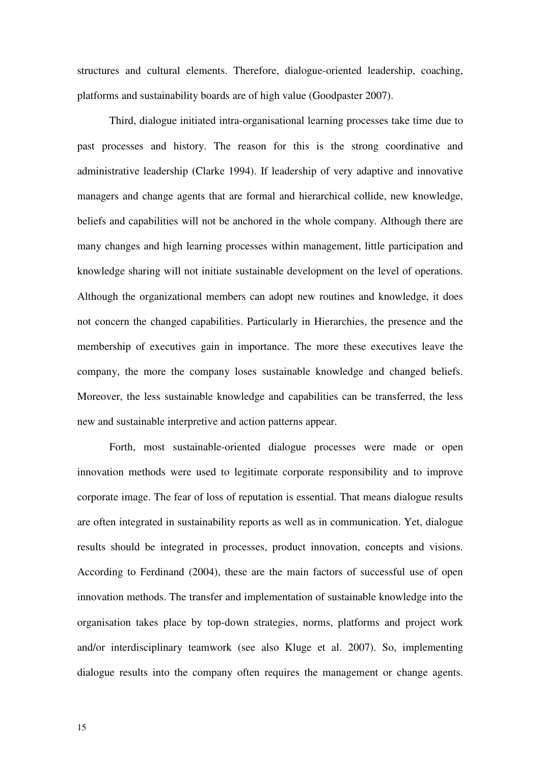structures and cultural elements. Therefore, dialogue-oriented leadership, coaching, platforms and sustainability boards are of high value (Goodpaster 2007).

Third, dialogue initiated intra-organisational learning processes take time due to past processes and history. The reason for this is the strong coordinative and administrative leadership (Clarke 1994). If leadership of very adaptive and innovative managers and change agents that are formal and hierarchical collide, new knowledge, beliefs and capabilities will not be anchored in the whole company. Although there are many changes and high learning processes within management, little participation and knowledge sharing will not initiate sustainable development on the level of operations. Although the organizational members can adopt new routines and knowledge, it does not concern the changed capabilities. Particularly in Hierarchies, the presence and the membership of executives gain in importance. The more these executives leave the company, the more the company loses sustainable knowledge and changed beliefs. Moreover, the less sustainable knowledge and capabilities can be transferred, the less new and sustainable interpretive and action patterns appear.

Forth, most sustainable-oriented dialogue processes were made or open innovation methods were used to legitimate corporate responsibility and to improve corporate image. The fear of loss of reputation is essential. That means dialogue results are often integrated in sustainability reports as well as in communication. Yet, dialogue results should be integrated in processes, product innovation, concepts and visions. According to Ferdinand (2004), these are the main factors of successful use of open innovation methods. The transfer and implementation of sustainable knowledge into the organisation takes place by top-down strategies, norms, platforms and project work and/or interdisciplinary teamwork (see also Kluge et al. 2007). So, implementing dialogue results into the company often requires the management or change agents.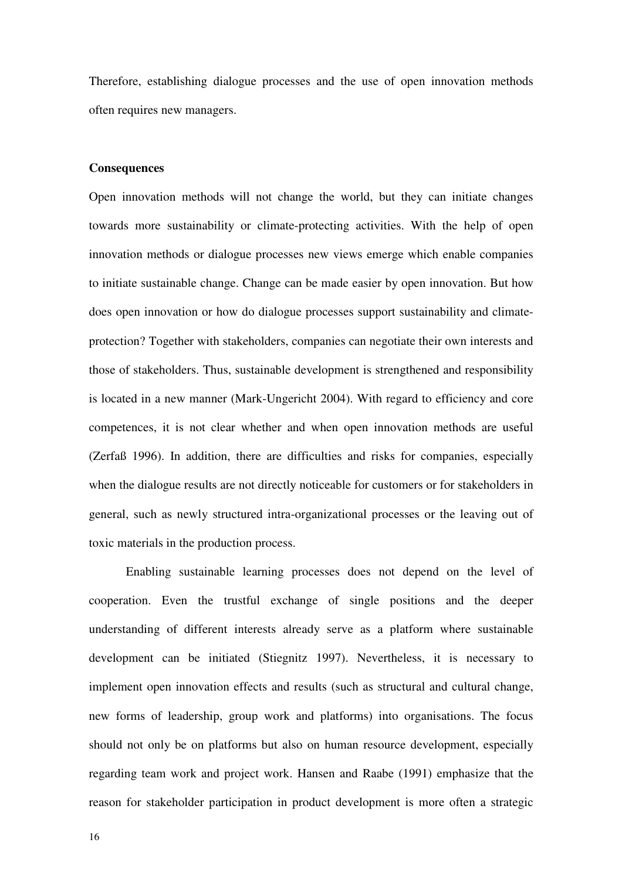Therefore, establishing dialogue processes and the use of open innovation methods often requires new managers.

**Consequences**

Open innovation methods will not change the world, but they can initiate changes towards more sustainability or climate-protecting activities. With the help of open innovation methods or dialogue processes new views emerge which enable companies to initiate sustainable change. Change can be made easier by open innovation. But how does open innovation or how do dialogue processes support sustainability and climate-protection? Together with stakeholders, companies can negotiate their own interests and those of stakeholders. Thus, sustainable development is strengthened and responsibility is located in a new manner (Mark-Ungericht 2004). With regard to efficiency and core competences, it is not clear whether and when open innovation methods are useful (Zerfaß 1996). In addition, there are difficulties and risks for companies, especially when the dialogue results are not directly noticeable for customers or for stakeholders in general, such as newly structured intra-organizational processes or the leaving out of toxic materials in the production process.

Enabling sustainable learning processes does not depend on the level of cooperation. Even the trustful exchange of single positions and the deeper understanding of different interests already serve as a platform where sustainable development can be initiated (Stiegnitz 1997). Nevertheless, it is necessary to implement open innovation effects and results (such as structural and cultural change, new forms of leadership, group work and platforms) into organisations. The focus should not only be on platforms but also on human resource development, especially regarding team work and project work. Hansen and Raabe (1991) emphasize that the reason for stakeholder participation in product development is more often a strategic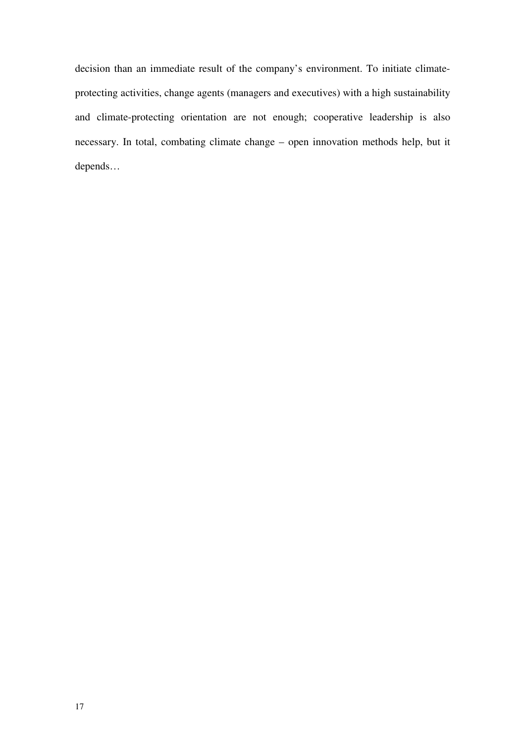decision than an immediate result of the company's environment. To initiate climate-protecting activities, change agents (managers and executives) with a high sustainability and climate-protecting orientation are not enough; cooperative leadership is also necessary. In total, combating climate change – open innovation methods help, but it depends…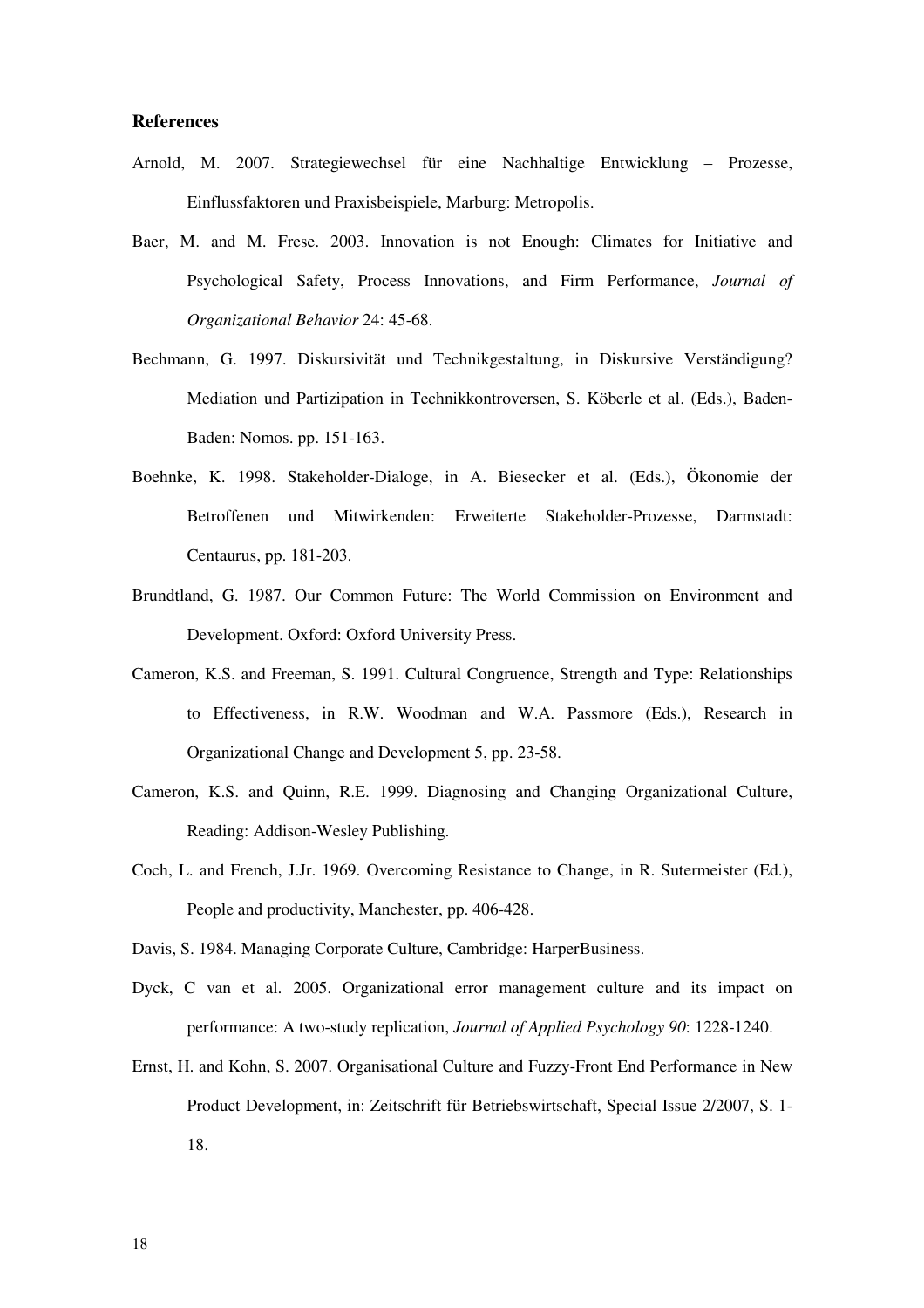### References

Arnold, M. 2007. Strategiewechsel für eine Nachhaltige Entwicklung – Prozesse, Einflussfaktoren und Praxisbeispiele, Marburg: Metropolis.

Baer, M. and M. Frese. 2003. Innovation is not Enough: Climates for Initiative and Psychological Safety, Process Innovations, and Firm Performance, *Journal of Organizational Behavior* 24: 45-68.

Bechmann, G. 1997. Diskursivität und Technikgestaltung, in Diskursive Verständigung? Mediation und Partizipation in Technikkontroversen, S. Köberle et al. (Eds.), Baden-Baden: Nomos. pp. 151-163.

Boehnke, K. 1998. Stakeholder-Dialoge, in A. Biesecker et al. (Eds.), Ökonomie der Betroffenen und Mitwirkenden: Erweiterte Stakeholder-Prozesse, Darmstadt: Centaurus, pp. 181-203.

Brundtland, G. 1987. Our Common Future: The World Commission on Environment and Development. Oxford: Oxford University Press.

Cameron, K.S. and Freeman, S. 1991. Cultural Congruence, Strength and Type: Relationships to Effectiveness, in R.W. Woodman and W.A. Passmore (Eds.), Research in Organizational Change and Development 5, pp. 23-58.

Cameron, K.S. and Quinn, R.E. 1999. Diagnosing and Changing Organizational Culture, Reading: Addison-Wesley Publishing.

Coch, L. and French, J.Jr. 1969. Overcoming Resistance to Change, in R. Sutermeister (Ed.), People and productivity, Manchester, pp. 406-428.

Davis, S. 1984. Managing Corporate Culture, Cambridge: HarperBusiness.

Dyck, C van et al. 2005. Organizational error management culture and its impact on performance: A two-study replication, *Journal of Applied Psychology 90*: 1228-1240.

Ernst, H. and Kohn, S. 2007. Organisational Culture and Fuzzy-Front End Performance in New Product Development, in: Zeitschrift für Betriebswirtschaft, Special Issue 2/2007, S. 1-18.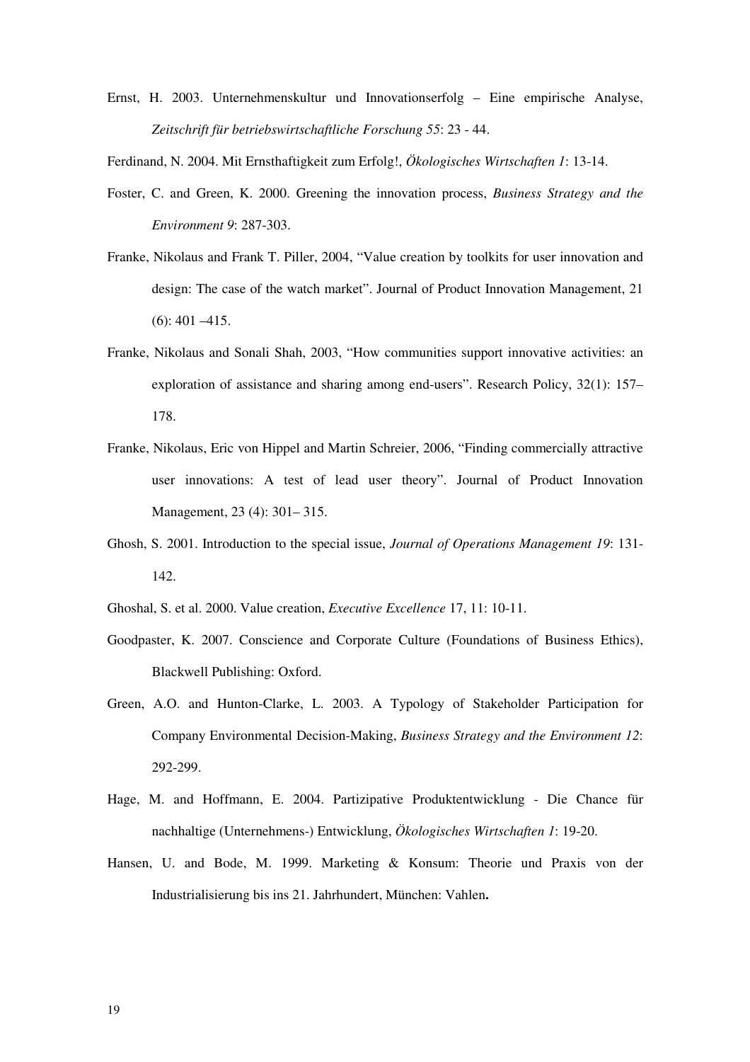Ernst, H. 2003. Unternehmenskultur und Innovationserfolg – Eine empirische Analyse, *Zeitschrift für betriebswirtschaftliche Forschung 55*: 23 - 44.

Ferdinand, N. 2004. Mit Ernsthaftigkeit zum Erfolg!, *Ökologisches Wirtschaften 1*: 13-14.

Foster, C. and Green, K. 2000. Greening the innovation process, *Business Strategy and the Environment 9*: 287-303.

Franke, Nikolaus and Frank T. Piller, 2004, "Value creation by toolkits for user innovation and design: The case of the watch market". Journal of Product Innovation Management, 21 (6): 401 –415.

Franke, Nikolaus and Sonali Shah, 2003, "How communities support innovative activities: an exploration of assistance and sharing among end-users". Research Policy, 32(1): 157–178.

Franke, Nikolaus, Eric von Hippel and Martin Schreier, 2006, "Finding commercially attractive user innovations: A test of lead user theory". Journal of Product Innovation Management, 23 (4): 301– 315.

Ghosh, S. 2001. Introduction to the special issue, *Journal of Operations Management 19*: 131-142.

Ghoshal, S. et al. 2000. Value creation, *Executive Excellence* 17, 11: 10-11.

Goodpaster, K. 2007. Conscience and Corporate Culture (Foundations of Business Ethics), Blackwell Publishing: Oxford.

Green, A.O. and Hunton-Clarke, L. 2003. A Typology of Stakeholder Participation for Company Environmental Decision-Making, *Business Strategy and the Environment 12*: 292-299.

Hage, M. and Hoffmann, E. 2004. Partizipative Produktentwicklung - Die Chance für nachhaltige (Unternehmens-) Entwicklung, *Ökologisches Wirtschaften 1*: 19-20.

Hansen, U. and Bode, M. 1999. Marketing & Konsum: Theorie und Praxis von der Industrialisierung bis ins 21. Jahrhundert, München: Vahlen**.**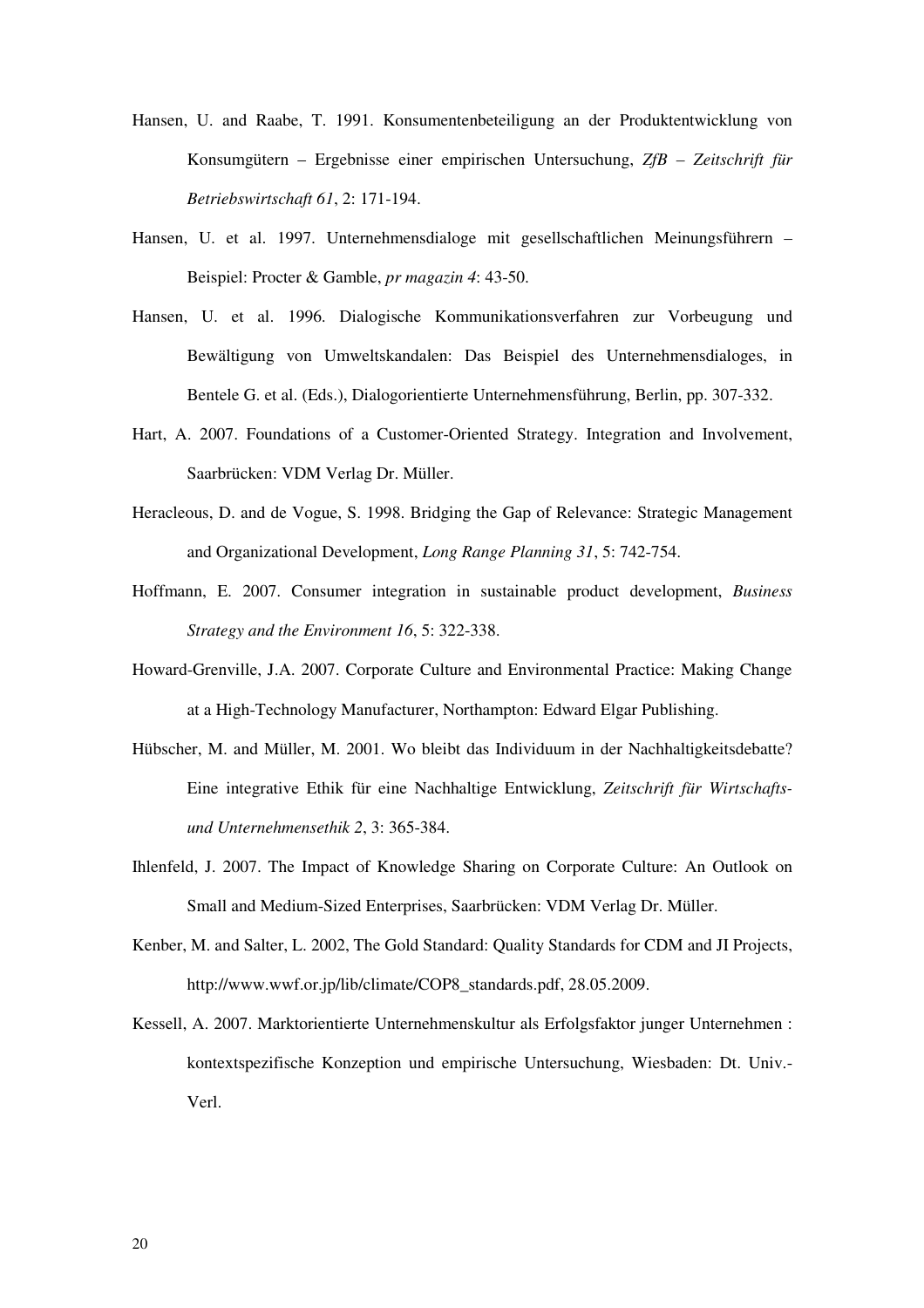Hansen, U. and Raabe, T. 1991. Konsumentenbeteiligung an der Produktentwicklung von Konsumgütern – Ergebnisse einer empirischen Untersuchung, *ZfB – Zeitschrift für Betriebswirtschaft 61*, 2: 171-194.

Hansen, U. et al. 1997. Unternehmensdialoge mit gesellschaftlichen Meinungsführern – Beispiel: Procter & Gamble, *pr magazin 4*: 43-50.

Hansen, U. et al. 1996. Dialogische Kommunikationsverfahren zur Vorbeugung und Bewältigung von Umweltskandalen: Das Beispiel des Unternehmensdialoges, in Bentele G. et al. (Eds.), Dialogorientierte Unternehmensführung, Berlin, pp. 307-332.

Hart, A. 2007. Foundations of a Customer-Oriented Strategy. Integration and Involvement, Saarbrücken: VDM Verlag Dr. Müller.

Heracleous, D. and de Vogue, S. 1998. Bridging the Gap of Relevance: Strategic Management and Organizational Development, *Long Range Planning 31*, 5: 742-754.

Hoffmann, E. 2007. Consumer integration in sustainable product development, *Business Strategy and the Environment 16*, 5: 322-338.

Howard-Grenville, J.A. 2007. Corporate Culture and Environmental Practice: Making Change at a High-Technology Manufacturer, Northampton: Edward Elgar Publishing.

Hübscher, M. and Müller, M. 2001. Wo bleibt das Individuum in der Nachhaltigkeitsdebatte? Eine integrative Ethik für eine Nachhaltige Entwicklung, *Zeitschrift für Wirtschafts- und Unternehmensethik 2*, 3: 365-384.

Ihlenfeld, J. 2007. The Impact of Knowledge Sharing on Corporate Culture: An Outlook on Small and Medium-Sized Enterprises, Saarbrücken: VDM Verlag Dr. Müller.

Kenber, M. and Salter, L. 2002, The Gold Standard: Quality Standards for CDM and JI Projects, http://www.wwf.or.jp/lib/climate/COP8_standards.pdf, 28.05.2009.

Kessell, A. 2007. Marktorientierte Unternehmenskultur als Erfolgsfaktor junger Unternehmen : kontextspezifische Konzeption und empirische Untersuchung, Wiesbaden: Dt. Univ.-Verl.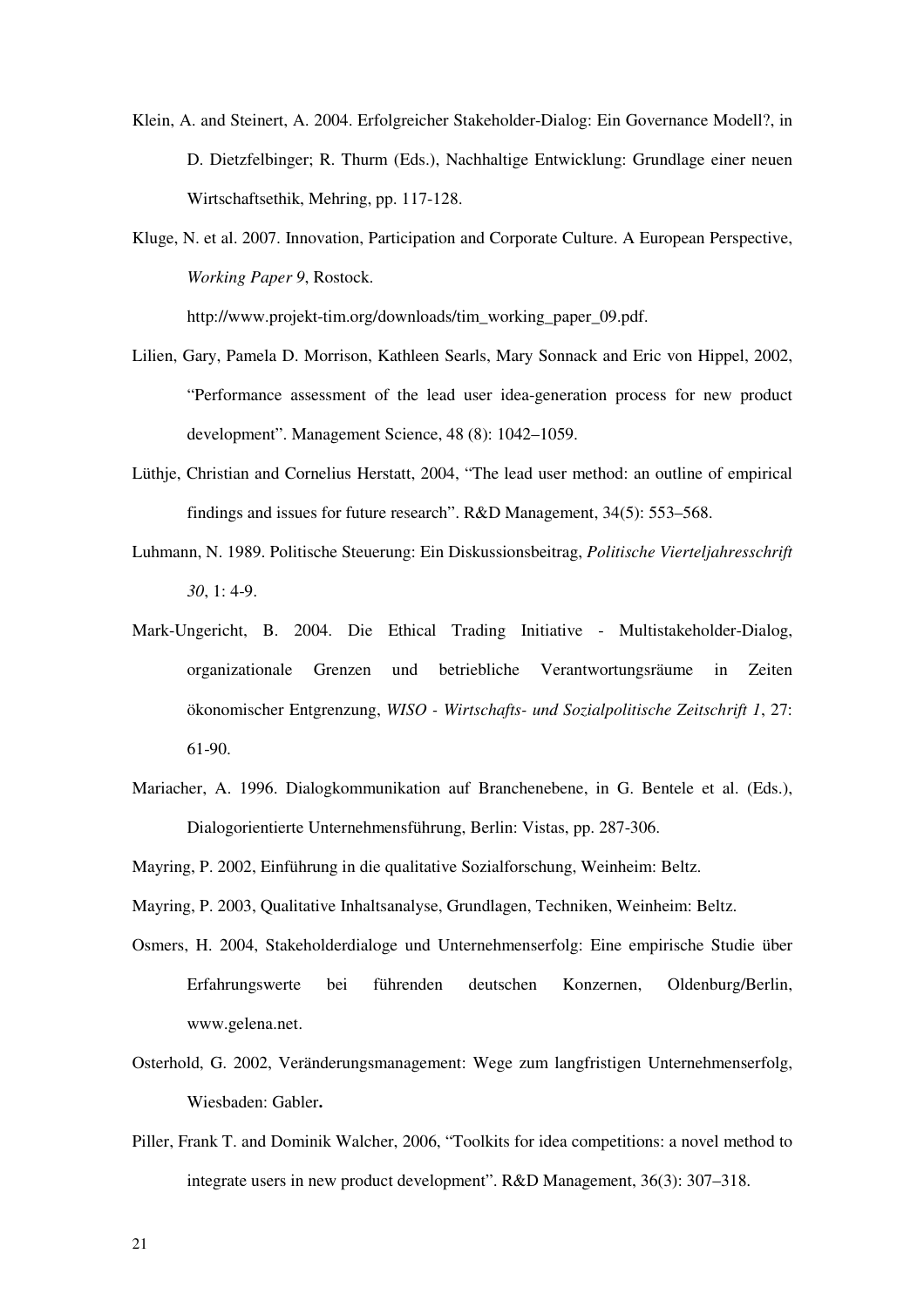Klein, A. and Steinert, A. 2004. Erfolgreicher Stakeholder-Dialog: Ein Governance Modell?, in D. Dietzfelbinger; R. Thurm (Eds.), Nachhaltige Entwicklung: Grundlage einer neuen Wirtschaftsethik, Mehring, pp. 117-128.

Kluge, N. et al. 2007. Innovation, Participation and Corporate Culture. A European Perspective, *Working Paper 9*, Rostock. http://www.projekt-tim.org/downloads/tim_working_paper_09.pdf.

Lilien, Gary, Pamela D. Morrison, Kathleen Searls, Mary Sonnack and Eric von Hippel, 2002, "Performance assessment of the lead user idea-generation process for new product development". Management Science, 48 (8): 1042–1059.

Lüthje, Christian and Cornelius Herstatt, 2004, "The lead user method: an outline of empirical findings and issues for future research". R&D Management, 34(5): 553–568.

Luhmann, N. 1989. Politische Steuerung: Ein Diskussionsbeitrag, *Politische Vierteljahresschrift 30*, 1: 4-9.

Mark-Ungericht, B. 2004. Die Ethical Trading Initiative - Multistakeholder-Dialog, organizationale Grenzen und betriebliche Verantwortungsräume in Zeiten ökonomischer Entgrenzung, *WISO - Wirtschafts- und Sozialpolitische Zeitschrift 1*, 27: 61-90.

Mariacher, A. 1996. Dialogkommunikation auf Branchenebene, in G. Bentele et al. (Eds.), Dialogorientierte Unternehmensführung, Berlin: Vistas, pp. 287-306.

Mayring, P. 2002, Einführung in die qualitative Sozialforschung, Weinheim: Beltz.

Mayring, P. 2003, Qualitative Inhaltsanalyse, Grundlagen, Techniken, Weinheim: Beltz.

Osmers, H. 2004, Stakeholderdialoge und Unternehmenserfolg: Eine empirische Studie über Erfahrungswerte bei führenden deutschen Konzernen, Oldenburg/Berlin, www.gelena.net.

Osterhold, G. 2002, Veränderungsmanagement: Wege zum langfristigen Unternehmenserfolg, Wiesbaden: Gabler**.**

Piller, Frank T. and Dominik Walcher, 2006, "Toolkits for idea competitions: a novel method to integrate users in new product development". R&D Management, 36(3): 307–318.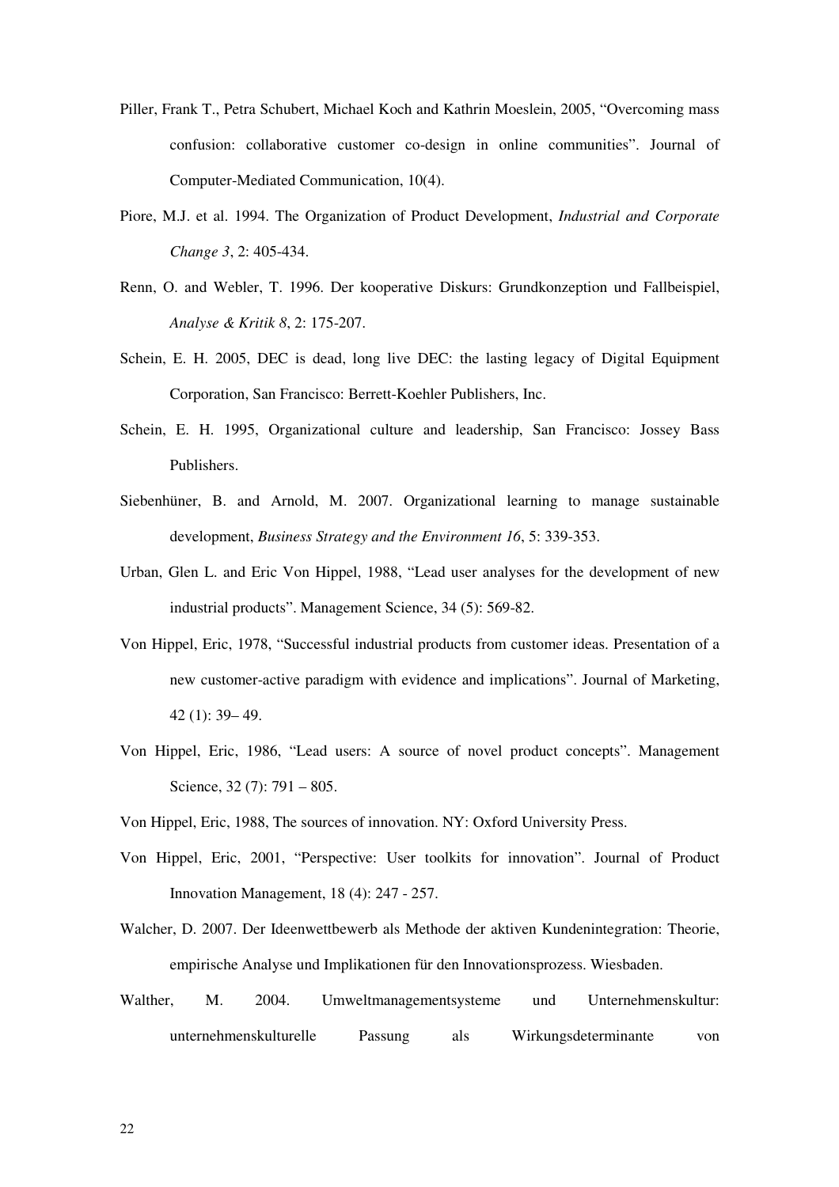Piller, Frank T., Petra Schubert, Michael Koch and Kathrin Moeslein, 2005, "Overcoming mass confusion: collaborative customer co-design in online communities". Journal of Computer-Mediated Communication, 10(4).

Piore, M.J. et al. 1994. The Organization of Product Development, *Industrial and Corporate Change 3*, 2: 405-434.

Renn, O. and Webler, T. 1996. Der kooperative Diskurs: Grundkonzeption und Fallbeispiel, *Analyse & Kritik 8*, 2: 175-207.

Schein, E. H. 2005, DEC is dead, long live DEC: the lasting legacy of Digital Equipment Corporation, San Francisco: Berrett-Koehler Publishers, Inc.

Schein, E. H. 1995, Organizational culture and leadership, San Francisco: Jossey Bass Publishers.

Siebenhüner, B. and Arnold, M. 2007. Organizational learning to manage sustainable development, *Business Strategy and the Environment 16*, 5: 339-353.

Urban, Glen L. and Eric Von Hippel, 1988, "Lead user analyses for the development of new industrial products". Management Science, 34 (5): 569-82.

Von Hippel, Eric, 1978, "Successful industrial products from customer ideas. Presentation of a new customer-active paradigm with evidence and implications". Journal of Marketing, 42 (1): 39– 49.

Von Hippel, Eric, 1986, "Lead users: A source of novel product concepts". Management Science, 32 (7): 791 – 805.

Von Hippel, Eric, 1988, The sources of innovation. NY: Oxford University Press.

Von Hippel, Eric, 2001, "Perspective: User toolkits for innovation". Journal of Product Innovation Management, 18 (4): 247 - 257.

Walcher, D. 2007. Der Ideenwettbewerb als Methode der aktiven Kundenintegration: Theorie, empirische Analyse und Implikationen für den Innovationsprozess. Wiesbaden.

Walther, M. 2004. Umweltmanagementsysteme und Unternehmenskultur: unternehmenskulturelle Passung als Wirkungsdeterminante von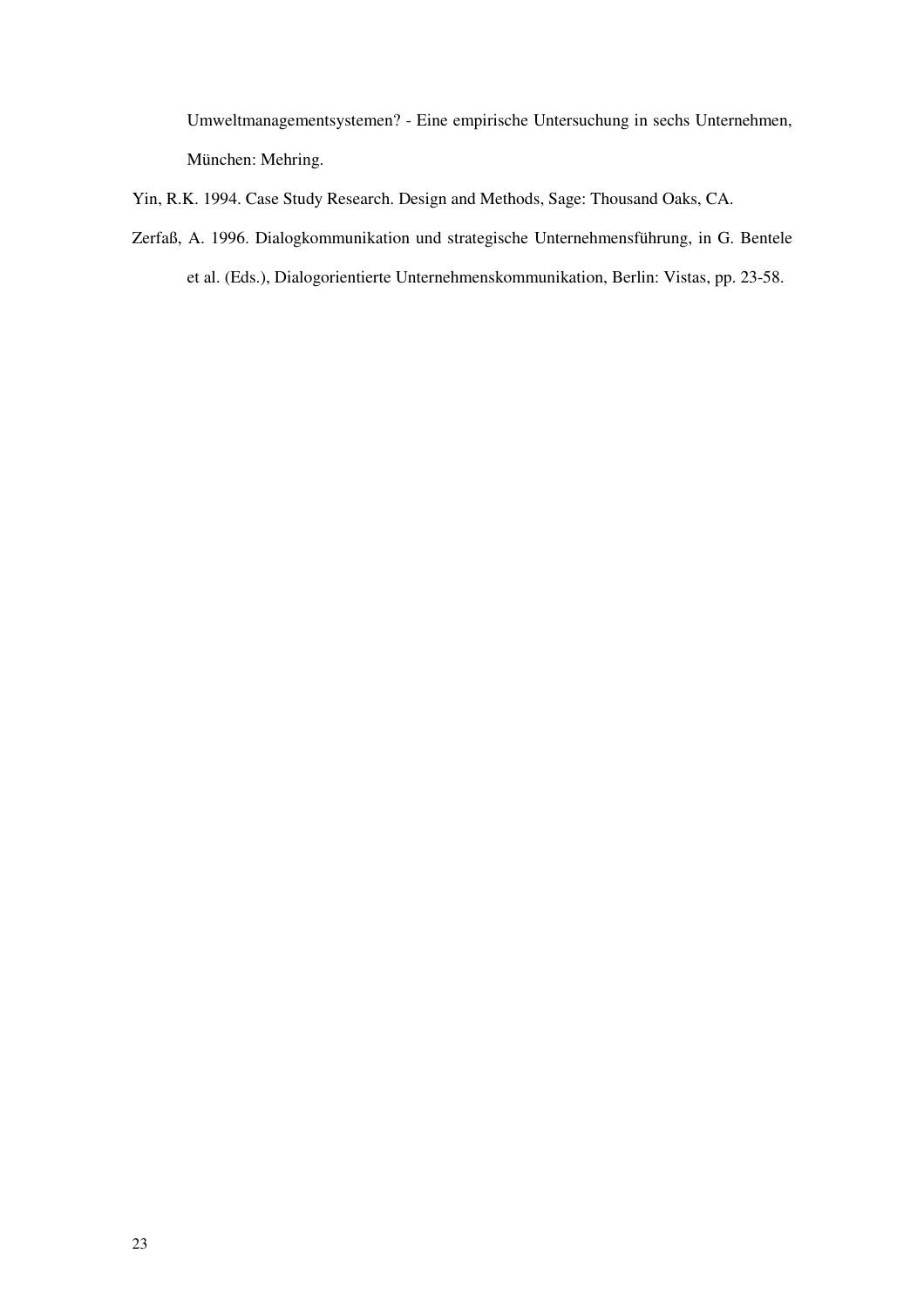Umweltmanagementsystemen? - Eine empirische Untersuchung in sechs Unternehmen, München: Mehring.

Yin, R.K. 1994. Case Study Research. Design and Methods, Sage: Thousand Oaks, CA.

Zerfaß, A. 1996. Dialogkommunikation und strategische Unternehmensführung, in G. Bentele et al. (Eds.), Dialogorientierte Unternehmenskommunikation, Berlin: Vistas, pp. 23-58.